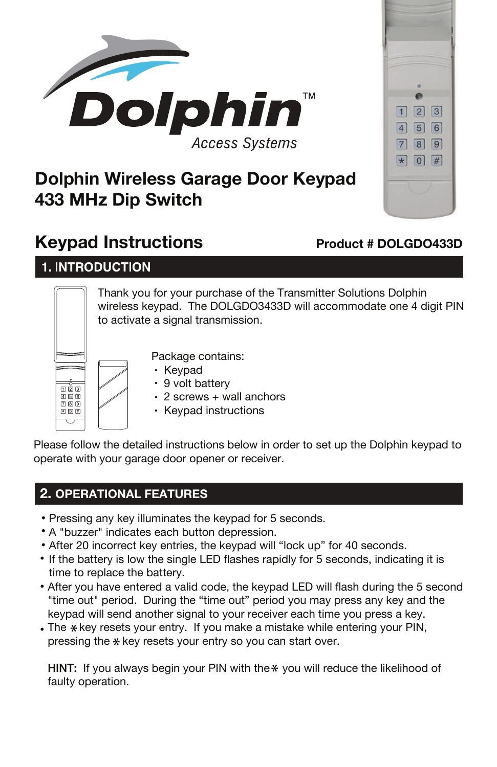Dolphin™ Access Systems

# Dolphin Wireless Garage Door Keypad 433 MHz Dip Switch

## Keypad Instructions

**Product # DOLGDO433D**

## 1. INTRODUCTION

Thank you for your purchase of the Transmitter Solutions Dolphin wireless keypad. The DOLGDO3433D will accommodate one 4 digit PIN to activate a signal transmission.

Package contains:

- Keypad
- 9 volt battery
- 2 screws + wall anchors
- Keypad instructions

Please follow the detailed instructions below in order to set up the Dolphin keypad to operate with your garage door opener or receiver.

## 2. OPERATIONAL FEATURES

- Pressing any key illuminates the keypad for 5 seconds.
- A "buzzer" indicates each button depression.
- After 20 incorrect key entries, the keypad will “lock up” for 40 seconds.
- If the battery is low the single LED flashes rapidly for 5 seconds, indicating it is time to replace the battery.
- After you have entered a valid code, the keypad LED will flash during the 5 second "time out" period. During the “time out” period you may press any key and the keypad will send another signal to your receiver each time you press a key.
- The * key resets your entry. If you make a mistake while entering your PIN, pressing the * key resets your entry so you can start over.

**HINT:** If you always begin your PIN with the * you will reduce the likelihood of faulty operation.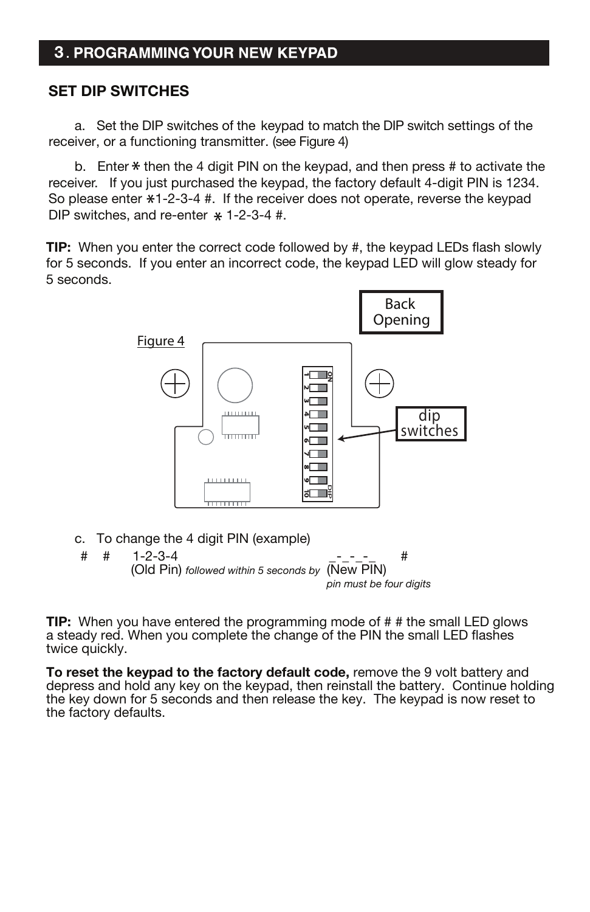## 3. PROGRAMMING YOUR NEW KEYPAD

### SET DIP SWITCHES

a. Set the DIP switches of the keypad to match the DIP switch settings of the receiver, or a functioning transmitter. (see Figure 4)

b. Enter * then the 4 digit PIN on the keypad, and then press # to activate the receiver. If you just purchased the keypad, the factory default 4-digit PIN is 1234. So please enter *1-2-3-4 #. If the receiver does not operate, reverse the keypad DIP switches, and re-enter * 1-2-3-4 #.

**TIP:** When you enter the correct code followed by #, the keypad LEDs flash slowly for 5 seconds. If you enter an incorrect code, the keypad LED will glow steady for 5 seconds.

Back Opening

Figure 4

dip switches

c. To change the 4 digit PIN (example)

# # 1-2-3-4 (Old Pin) *followed within 5 seconds by* _-_-_-_ (New PIN) #

*pin must be four digits*

**TIP:** When you have entered the programming mode of # # the small LED glows a steady red. When you complete the change of the PIN the small LED flashes twice quickly.

**To reset the keypad to the factory default code,** remove the 9 volt battery and depress and hold any key on the keypad, then reinstall the battery. Continue holding the key down for 5 seconds and then release the key. The keypad is now reset to the factory defaults.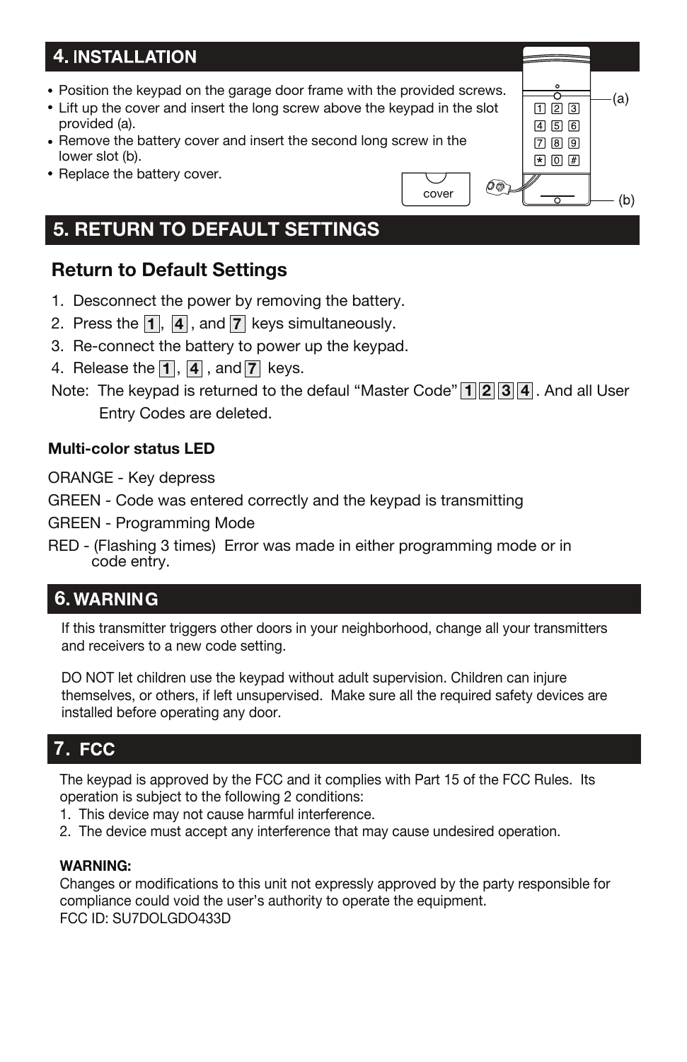## 4. INSTALLATION

- Position the keypad on the garage door frame with the provided screws.
- Lift up the cover and insert the long screw above the keypad in the slot provided (a).
- Remove the battery cover and insert the second long screw in the lower slot (b).
- Replace the battery cover.

## 5. RETURN TO DEFAULT SETTINGS

### Return to Default Settings

1. Disconnect the power by removing the battery.
2. Press the 1, 4, and 7 keys simultaneously.
3. Re-connect the battery to power up the keypad.
4. Release the 1, 4, and 7 keys.

Note: The keypad is returned to the defaul “Master Code” 1 2 3 4. And all User Entry Codes are deleted.

**Multi-color status LED**

ORANGE - Key depress

GREEN - Code was entered correctly and the keypad is transmitting

GREEN - Programming Mode

RED - (Flashing 3 times) Error was made in either programming mode or in code entry.

## 6. WARNING

If this transmitter triggers other doors in your neighborhood, change all your transmitters and receivers to a new code setting.

DO NOT let children use the keypad without adult supervision. Children can injure themselves, or others, if left unsupervised. Make sure all the required safety devices are installed before operating any door.

## 7. FCC

The keypad is approved by the FCC and it complies with Part 15 of the FCC Rules. Its operation is subject to the following 2 conditions:

1. This device may not cause harmful interference.
2. The device must accept any interference that may cause undesired operation.

**WARNING:**
Changes or modifications to this unit not expressly approved by the party responsible for compliance could void the user’s authority to operate the equipment.
FCC ID: SU7DOLGDO433D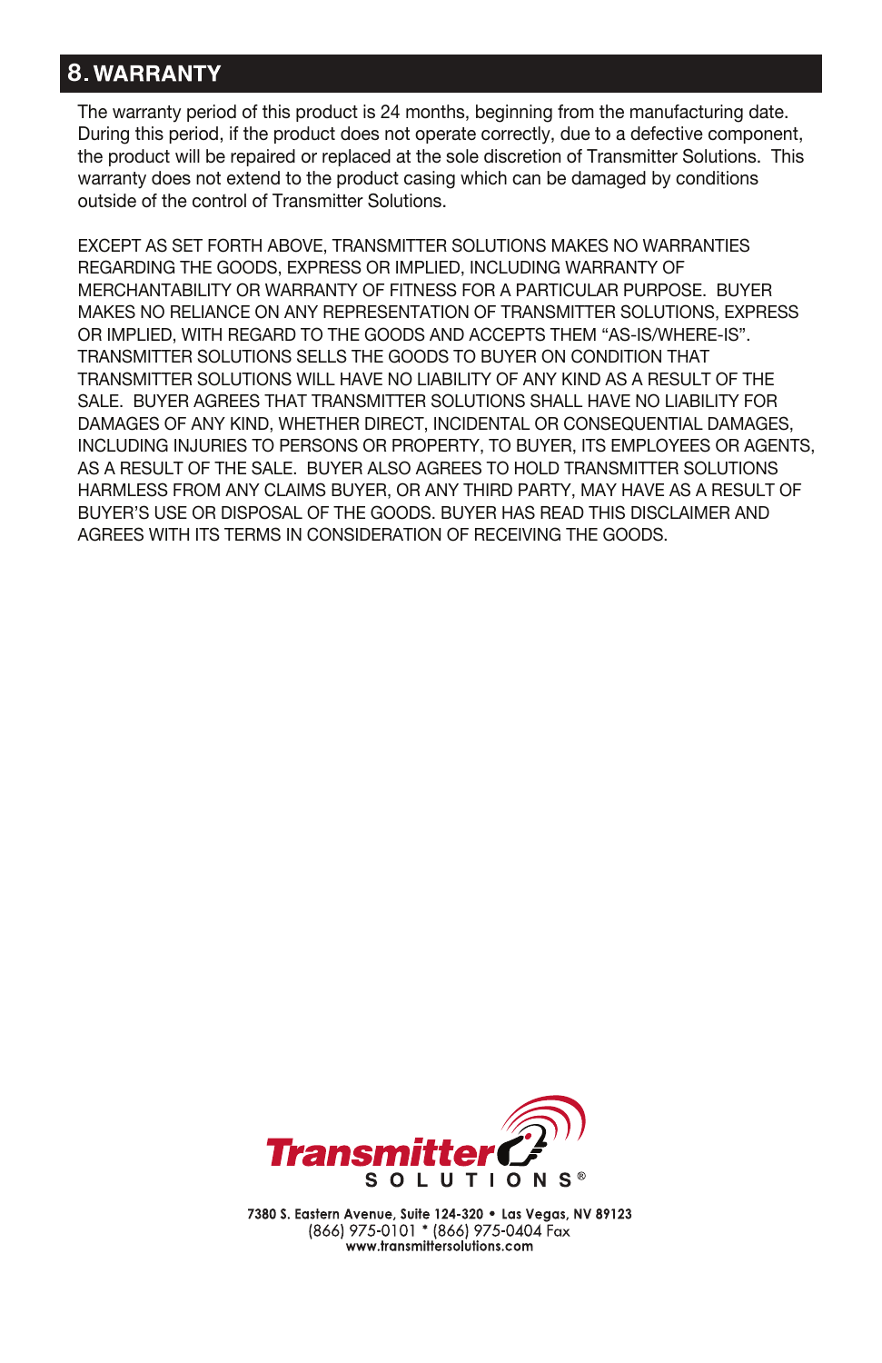## 8. WARRANTY

The warranty period of this product is 24 months, beginning from the manufacturing date. During this period, if the product does not operate correctly, due to a defective component, the product will be repaired or replaced at the sole discretion of Transmitter Solutions. This warranty does not extend to the product casing which can be damaged by conditions outside of the control of Transmitter Solutions.

EXCEPT AS SET FORTH ABOVE, TRANSMITTER SOLUTIONS MAKES NO WARRANTIES REGARDING THE GOODS, EXPRESS OR IMPLIED, INCLUDING WARRANTY OF MERCHANTABILITY OR WARRANTY OF FITNESS FOR A PARTICULAR PURPOSE. BUYER MAKES NO RELIANCE ON ANY REPRESENTATION OF TRANSMITTER SOLUTIONS, EXPRESS OR IMPLIED, WITH REGARD TO THE GOODS AND ACCEPTS THEM "AS-IS/WHERE-IS". TRANSMITTER SOLUTIONS SELLS THE GOODS TO BUYER ON CONDITION THAT TRANSMITTER SOLUTIONS WILL HAVE NO LIABILITY OF ANY KIND AS A RESULT OF THE SALE. BUYER AGREES THAT TRANSMITTER SOLUTIONS SHALL HAVE NO LIABILITY FOR DAMAGES OF ANY KIND, WHETHER DIRECT, INCIDENTAL OR CONSEQUENTIAL DAMAGES, INCLUDING INJURIES TO PERSONS OR PROPERTY, TO BUYER, ITS EMPLOYEES OR AGENTS, AS A RESULT OF THE SALE. BUYER ALSO AGREES TO HOLD TRANSMITTER SOLUTIONS HARMLESS FROM ANY CLAIMS BUYER, OR ANY THIRD PARTY, MAY HAVE AS A RESULT OF BUYER'S USE OR DISPOSAL OF THE GOODS. BUYER HAS READ THIS DISCLAIMER AND AGREES WITH ITS TERMS IN CONSIDERATION OF RECEIVING THE GOODS.

Transmitter SOLUTIONS®

**7380 S. Eastern Avenue, Suite 124-320 • Las Vegas, NV 89123**
(866) 975-0101 * (866) 975-0404 Fax
**www.transmittersolutions.com**